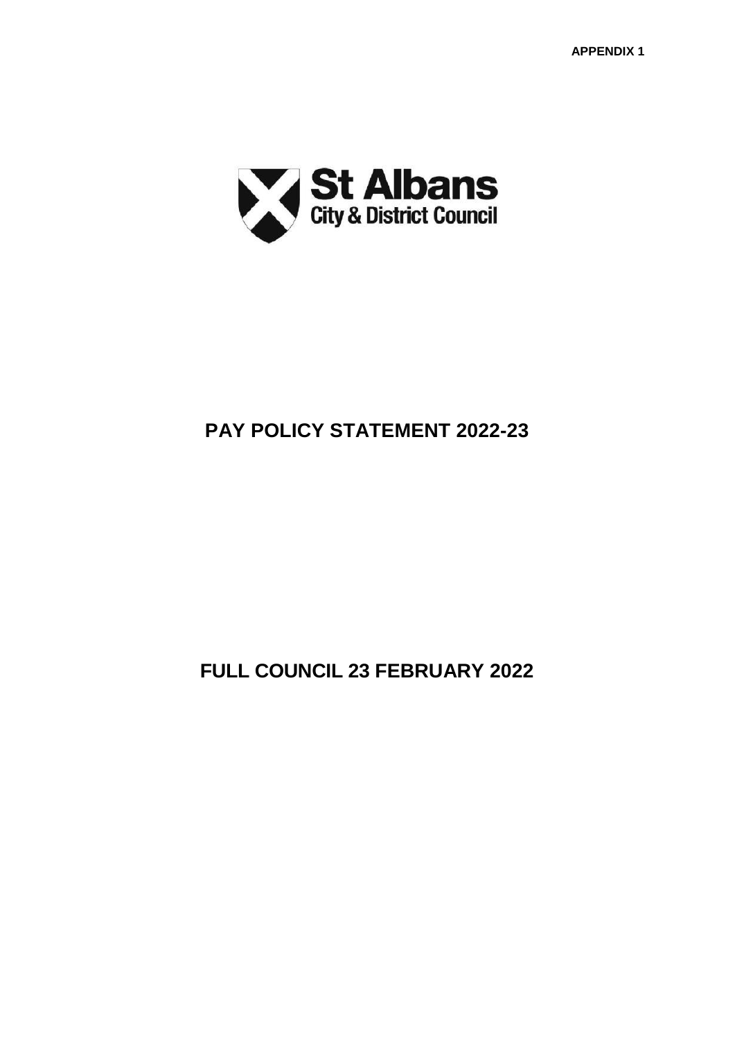**APPENDIX 1**

St Albans City & District Council

# PAY POLICY STATEMENT 2022-23

## FULL COUNCIL 23 FEBRUARY 2022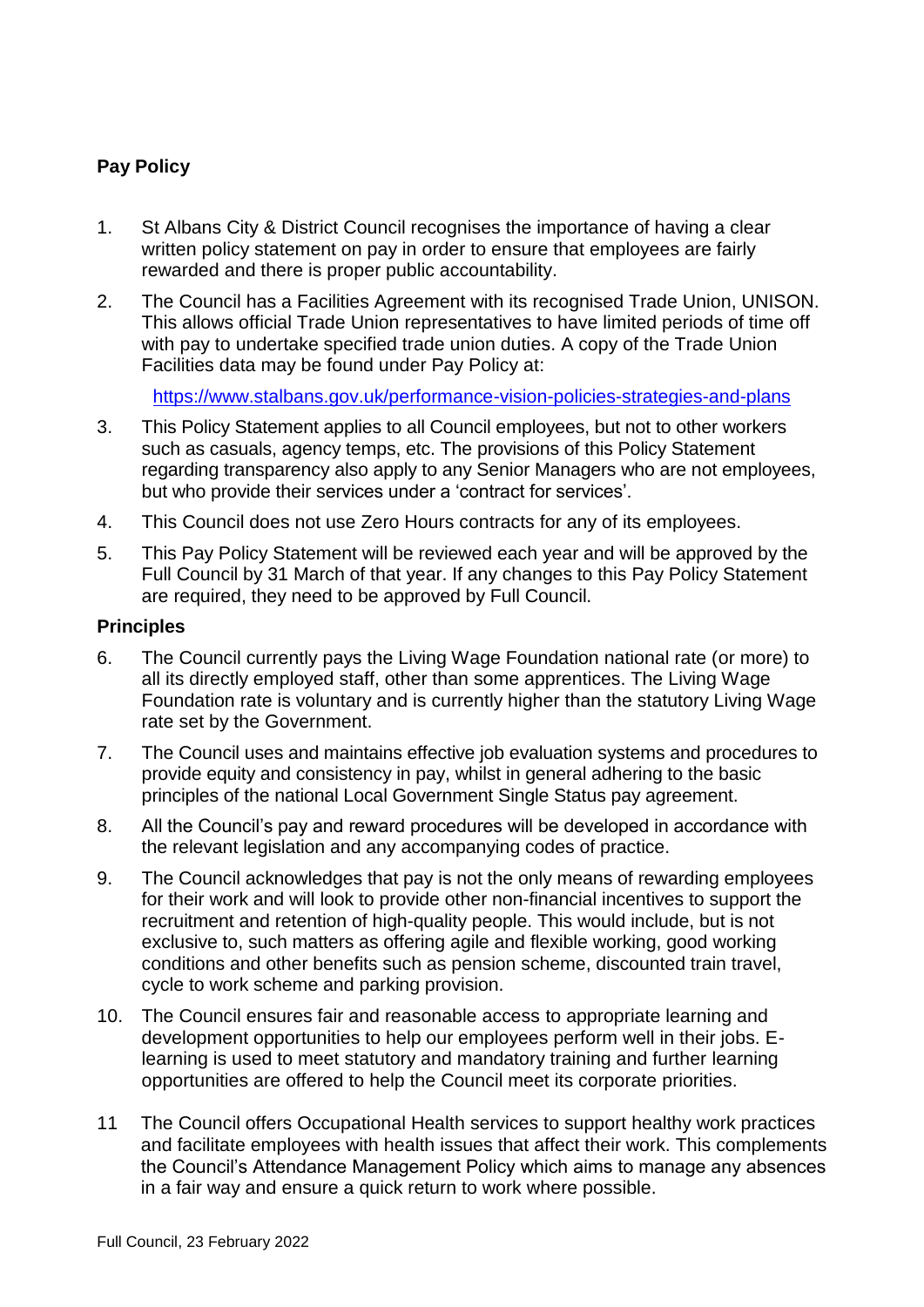## Pay Policy

1. St Albans City & District Council recognises the importance of having a clear written policy statement on pay in order to ensure that employees are fairly rewarded and there is proper public accountability.

2. The Council has a Facilities Agreement with its recognised Trade Union, UNISON. This allows official Trade Union representatives to have limited periods of time off with pay to undertake specified trade union duties. A copy of the Trade Union Facilities data may be found under Pay Policy at:

   https://www.stalbans.gov.uk/performance-vision-policies-strategies-and-plans

3. This Policy Statement applies to all Council employees, but not to other workers such as casuals, agency temps, etc. The provisions of this Policy Statement regarding transparency also apply to any Senior Managers who are not employees, but who provide their services under a 'contract for services'.

4. This Council does not use Zero Hours contracts for any of its employees.

5. This Pay Policy Statement will be reviewed each year and will be approved by the Full Council by 31 March of that year. If any changes to this Pay Policy Statement are required, they need to be approved by Full Council.

### Principles

6. The Council currently pays the Living Wage Foundation national rate (or more) to all its directly employed staff, other than some apprentices. The Living Wage Foundation rate is voluntary and is currently higher than the statutory Living Wage rate set by the Government.

7. The Council uses and maintains effective job evaluation systems and procedures to provide equity and consistency in pay, whilst in general adhering to the basic principles of the national Local Government Single Status pay agreement.

8. All the Council's pay and reward procedures will be developed in accordance with the relevant legislation and any accompanying codes of practice.

9. The Council acknowledges that pay is not the only means of rewarding employees for their work and will look to provide other non-financial incentives to support the recruitment and retention of high-quality people. This would include, but is not exclusive to, such matters as offering agile and flexible working, good working conditions and other benefits such as pension scheme, discounted train travel, cycle to work scheme and parking provision.

10. The Council ensures fair and reasonable access to appropriate learning and development opportunities to help our employees perform well in their jobs. E-learning is used to meet statutory and mandatory training and further learning opportunities are offered to help the Council meet its corporate priorities.

11. The Council offers Occupational Health services to support healthy work practices and facilitate employees with health issues that affect their work. This complements the Council's Attendance Management Policy which aims to manage any absences in a fair way and ensure a quick return to work where possible.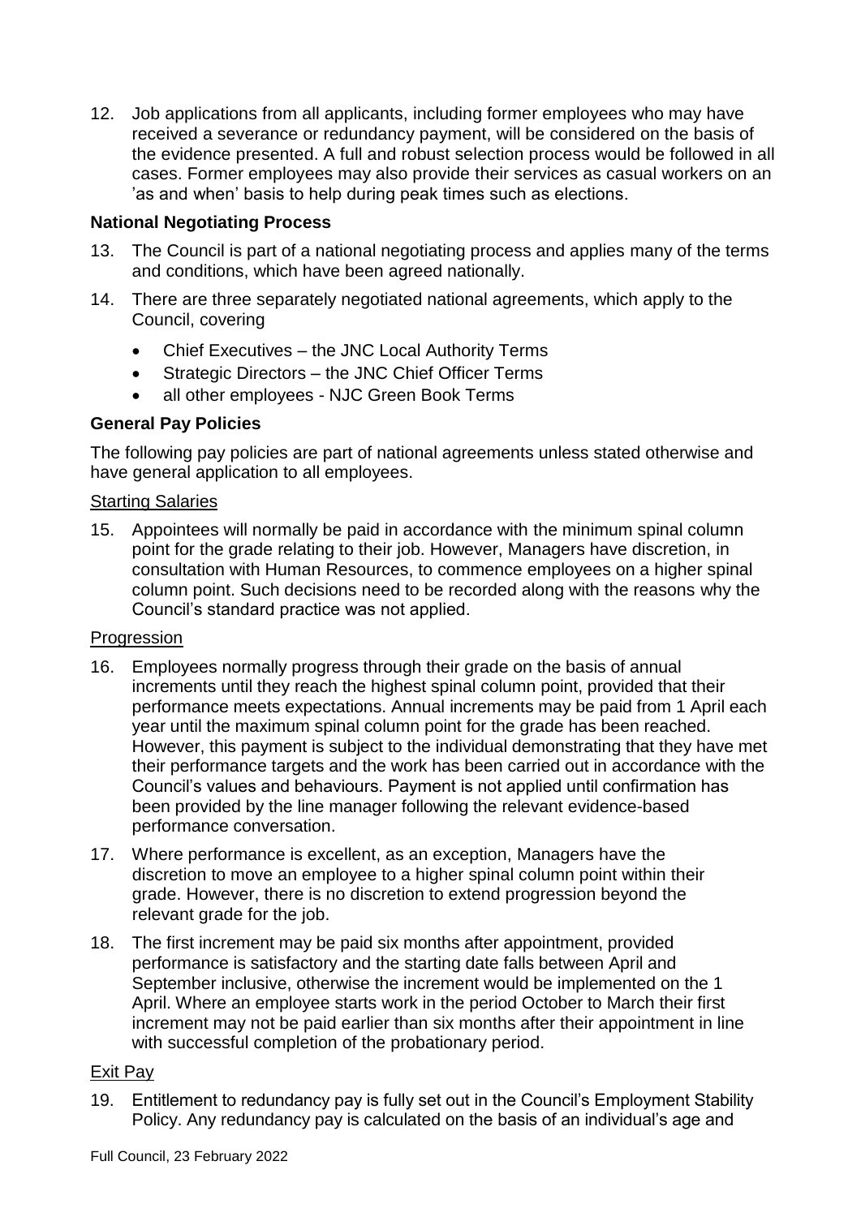12. Job applications from all applicants, including former employees who may have received a severance or redundancy payment, will be considered on the basis of the evidence presented. A full and robust selection process would be followed in all cases. Former employees may also provide their services as casual workers on an 'as and when' basis to help during peak times such as elections.

**National Negotiating Process**

13. The Council is part of a national negotiating process and applies many of the terms and conditions, which have been agreed nationally.

14. There are three separately negotiated national agreements, which apply to the Council, covering

    - Chief Executives – the JNC Local Authority Terms
    - Strategic Directors – the JNC Chief Officer Terms
    - all other employees - NJC Green Book Terms

**General Pay Policies**

The following pay policies are part of national agreements unless stated otherwise and have general application to all employees.

Starting Salaries

15. Appointees will normally be paid in accordance with the minimum spinal column point for the grade relating to their job. However, Managers have discretion, in consultation with Human Resources, to commence employees on a higher spinal column point. Such decisions need to be recorded along with the reasons why the Council's standard practice was not applied.

Progression

16. Employees normally progress through their grade on the basis of annual increments until they reach the highest spinal column point, provided that their performance meets expectations. Annual increments may be paid from 1 April each year until the maximum spinal column point for the grade has been reached. However, this payment is subject to the individual demonstrating that they have met their performance targets and the work has been carried out in accordance with the Council's values and behaviours. Payment is not applied until confirmation has been provided by the line manager following the relevant evidence-based performance conversation.

17. Where performance is excellent, as an exception, Managers have the discretion to move an employee to a higher spinal column point within their grade. However, there is no discretion to extend progression beyond the relevant grade for the job.

18. The first increment may be paid six months after appointment, provided performance is satisfactory and the starting date falls between April and September inclusive, otherwise the increment would be implemented on the 1 April. Where an employee starts work in the period October to March their first increment may not be paid earlier than six months after their appointment in line with successful completion of the probationary period.

Exit Pay

19. Entitlement to redundancy pay is fully set out in the Council's Employment Stability Policy. Any redundancy pay is calculated on the basis of an individual's age and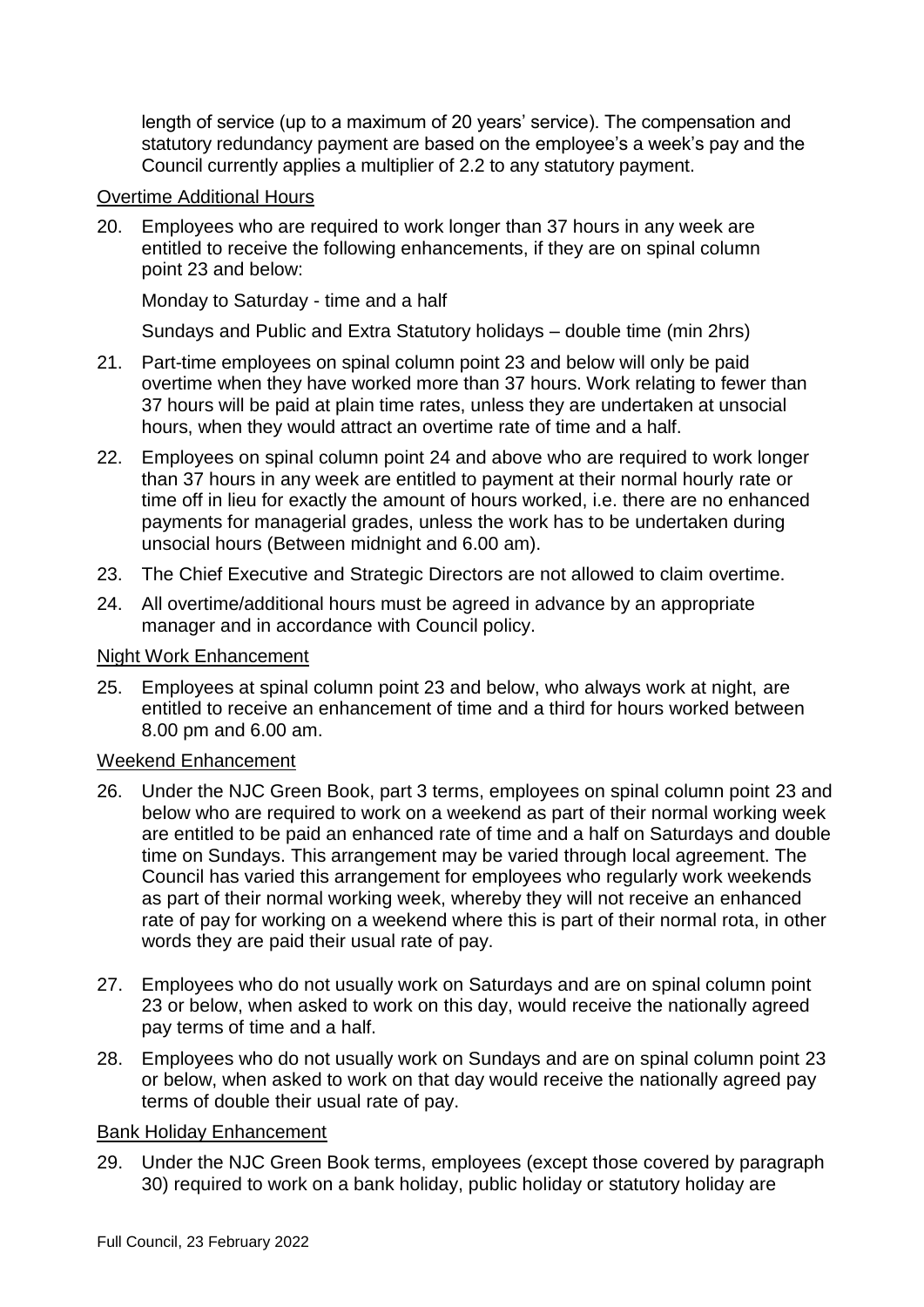length of service (up to a maximum of 20 years' service). The compensation and statutory redundancy payment are based on the employee's a week's pay and the Council currently applies a multiplier of 2.2 to any statutory payment.

<u>Overtime Additional Hours</u>

20. Employees who are required to work longer than 37 hours in any week are entitled to receive the following enhancements, if they are on spinal column point 23 and below:

    Monday to Saturday - time and a half

    Sundays and Public and Extra Statutory holidays – double time (min 2hrs)

21. Part-time employees on spinal column point 23 and below will only be paid overtime when they have worked more than 37 hours. Work relating to fewer than 37 hours will be paid at plain time rates, unless they are undertaken at unsocial hours, when they would attract an overtime rate of time and a half.

22. Employees on spinal column point 24 and above who are required to work longer than 37 hours in any week are entitled to payment at their normal hourly rate or time off in lieu for exactly the amount of hours worked, i.e. there are no enhanced payments for managerial grades, unless the work has to be undertaken during unsocial hours (Between midnight and 6.00 am).

23. The Chief Executive and Strategic Directors are not allowed to claim overtime.

24. All overtime/additional hours must be agreed in advance by an appropriate manager and in accordance with Council policy.

<u>Night Work Enhancement</u>

25. Employees at spinal column point 23 and below, who always work at night, are entitled to receive an enhancement of time and a third for hours worked between 8.00 pm and 6.00 am.

<u>Weekend Enhancement</u>

26. Under the NJC Green Book, part 3 terms, employees on spinal column point 23 and below who are required to work on a weekend as part of their normal working week are entitled to be paid an enhanced rate of time and a half on Saturdays and double time on Sundays. This arrangement may be varied through local agreement. The Council has varied this arrangement for employees who regularly work weekends as part of their normal working week, whereby they will not receive an enhanced rate of pay for working on a weekend where this is part of their normal rota, in other words they are paid their usual rate of pay.

27. Employees who do not usually work on Saturdays and are on spinal column point 23 or below, when asked to work on this day, would receive the nationally agreed pay terms of time and a half.

28. Employees who do not usually work on Sundays and are on spinal column point 23 or below, when asked to work on that day would receive the nationally agreed pay terms of double their usual rate of pay.

<u>Bank Holiday Enhancement</u>

29. Under the NJC Green Book terms, employees (except those covered by paragraph 30) required to work on a bank holiday, public holiday or statutory holiday are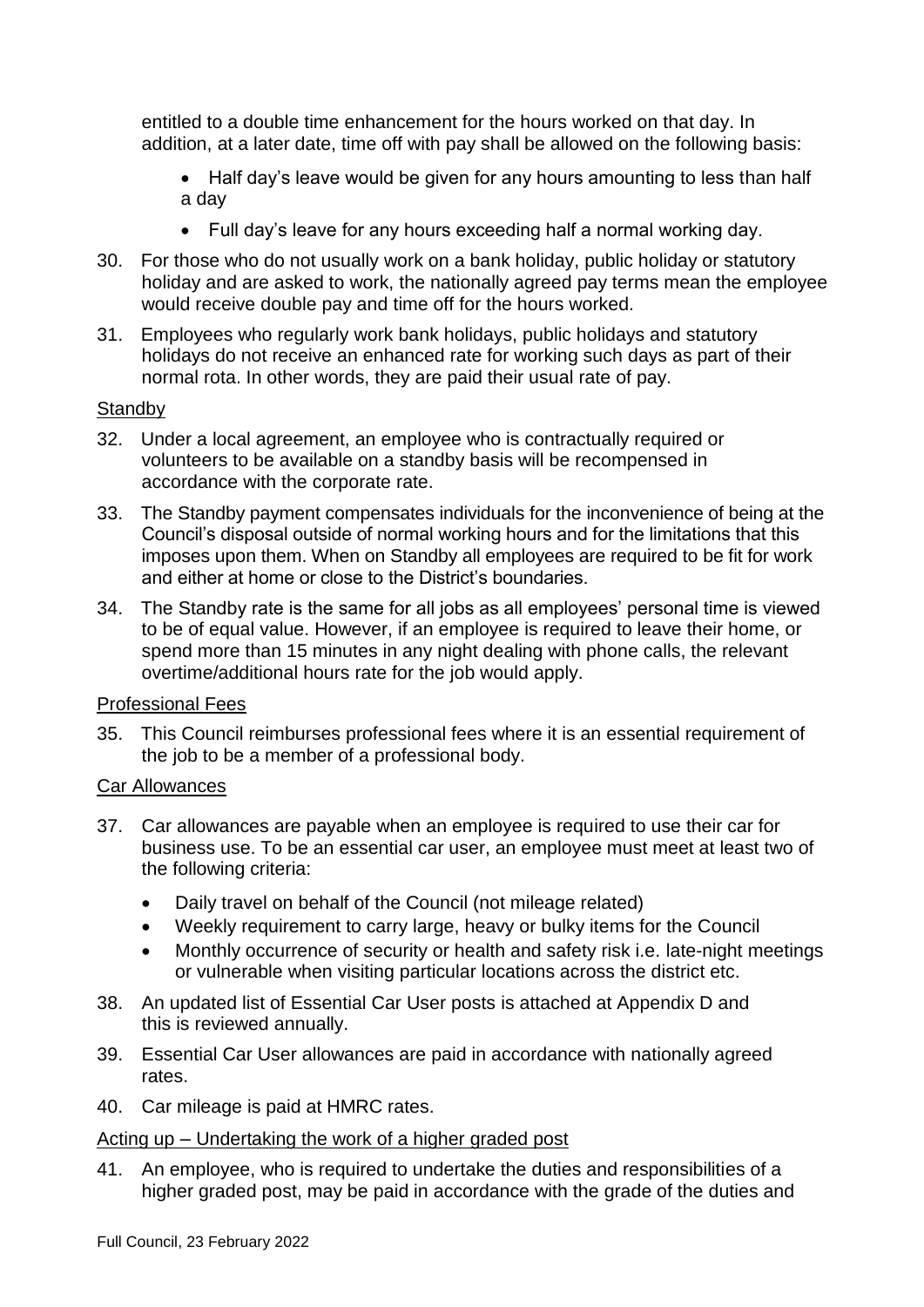entitled to a double time enhancement for the hours worked on that day. In addition, at a later date, time off with pay shall be allowed on the following basis:

- Half day's leave would be given for any hours amounting to less than half a day
- Full day's leave for any hours exceeding half a normal working day.

30. For those who do not usually work on a bank holiday, public holiday or statutory holiday and are asked to work, the nationally agreed pay terms mean the employee would receive double pay and time off for the hours worked.

31. Employees who regularly work bank holidays, public holidays and statutory holidays do not receive an enhanced rate for working such days as part of their normal rota. In other words, they are paid their usual rate of pay.

<u>Standby</u>

32. Under a local agreement, an employee who is contractually required or volunteers to be available on a standby basis will be recompensed in accordance with the corporate rate.

33. The Standby payment compensates individuals for the inconvenience of being at the Council's disposal outside of normal working hours and for the limitations that this imposes upon them. When on Standby all employees are required to be fit for work and either at home or close to the District's boundaries.

34. The Standby rate is the same for all jobs as all employees' personal time is viewed to be of equal value. However, if an employee is required to leave their home, or spend more than 15 minutes in any night dealing with phone calls, the relevant overtime/additional hours rate for the job would apply.

<u>Professional Fees</u>

35. This Council reimburses professional fees where it is an essential requirement of the job to be a member of a professional body.

<u>Car Allowances</u>

37. Car allowances are payable when an employee is required to use their car for business use. To be an essential car user, an employee must meet at least two of the following criteria:
    - Daily travel on behalf of the Council (not mileage related)
    - Weekly requirement to carry large, heavy or bulky items for the Council
    - Monthly occurrence of security or health and safety risk i.e. late-night meetings or vulnerable when visiting particular locations across the district etc.

38. An updated list of Essential Car User posts is attached at Appendix D and this is reviewed annually.

39. Essential Car User allowances are paid in accordance with nationally agreed rates.

40. Car mileage is paid at HMRC rates.

<u>Acting up – Undertaking the work of a higher graded post</u>

41. An employee, who is required to undertake the duties and responsibilities of a higher graded post, may be paid in accordance with the grade of the duties and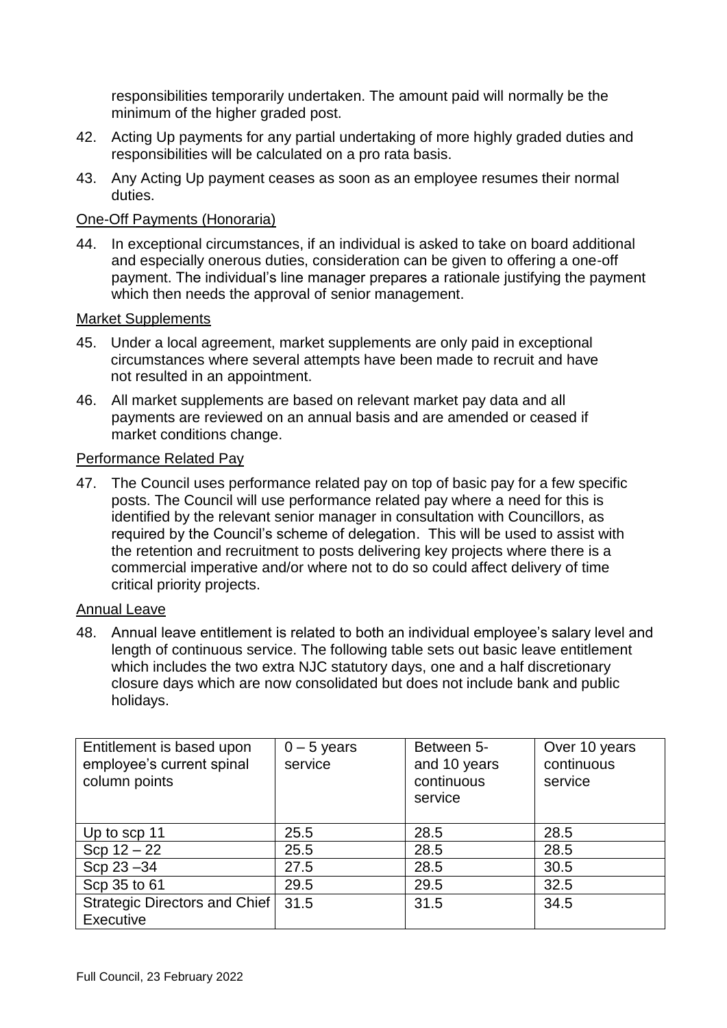responsibilities temporarily undertaken. The amount paid will normally be the minimum of the higher graded post.

42. Acting Up payments for any partial undertaking of more highly graded duties and responsibilities will be calculated on a pro rata basis.

43. Any Acting Up payment ceases as soon as an employee resumes their normal duties.

One-Off Payments (Honoraria)

44. In exceptional circumstances, if an individual is asked to take on board additional and especially onerous duties, consideration can be given to offering a one-off payment. The individual's line manager prepares a rationale justifying the payment which then needs the approval of senior management.

Market Supplements

45. Under a local agreement, market supplements are only paid in exceptional circumstances where several attempts have been made to recruit and have not resulted in an appointment.

46. All market supplements are based on relevant market pay data and all payments are reviewed on an annual basis and are amended or ceased if market conditions change.

Performance Related Pay

47. The Council uses performance related pay on top of basic pay for a few specific posts. The Council will use performance related pay where a need for this is identified by the relevant senior manager in consultation with Councillors, as required by the Council's scheme of delegation. This will be used to assist with the retention and recruitment to posts delivering key projects where there is a commercial imperative and/or where not to do so could affect delivery of time critical priority projects.

Annual Leave

48. Annual leave entitlement is related to both an individual employee's salary level and length of continuous service. The following table sets out basic leave entitlement which includes the two extra NJC statutory days, one and a half discretionary closure days which are now consolidated but does not include bank and public holidays.

| Entitlement is based upon employee's current spinal column points | 0 – 5 years service | Between 5- and 10 years continuous service | Over 10 years continuous service |
|---|---|---|---|
| Up to scp 11 | 25.5 | 28.5 | 28.5 |
| Scp 12 – 22 | 25.5 | 28.5 | 28.5 |
| Scp 23 –34 | 27.5 | 28.5 | 30.5 |
| Scp 35 to 61 | 29.5 | 29.5 | 32.5 |
| Strategic Directors and Chief Executive | 31.5 | 31.5 | 34.5 |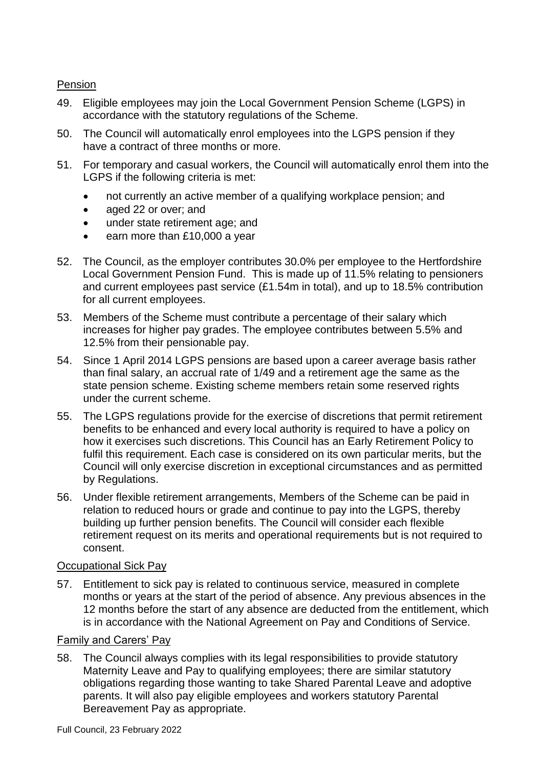## Pension

49. Eligible employees may join the Local Government Pension Scheme (LGPS) in accordance with the statutory regulations of the Scheme.

50. The Council will automatically enrol employees into the LGPS pension if they have a contract of three months or more.

51. For temporary and casual workers, the Council will automatically enrol them into the LGPS if the following criteria is met:

    - not currently an active member of a qualifying workplace pension; and
    - aged 22 or over; and
    - under state retirement age; and
    - earn more than £10,000 a year

52. The Council, as the employer contributes 30.0% per employee to the Hertfordshire Local Government Pension Fund. This is made up of 11.5% relating to pensioners and current employees past service (£1.54m in total), and up to 18.5% contribution for all current employees.

53. Members of the Scheme must contribute a percentage of their salary which increases for higher pay grades. The employee contributes between 5.5% and 12.5% from their pensionable pay.

54. Since 1 April 2014 LGPS pensions are based upon a career average basis rather than final salary, an accrual rate of 1/49 and a retirement age the same as the state pension scheme. Existing scheme members retain some reserved rights under the current scheme.

55. The LGPS regulations provide for the exercise of discretions that permit retirement benefits to be enhanced and every local authority is required to have a policy on how it exercises such discretions. This Council has an Early Retirement Policy to fulfil this requirement. Each case is considered on its own particular merits, but the Council will only exercise discretion in exceptional circumstances and as permitted by Regulations.

56. Under flexible retirement arrangements, Members of the Scheme can be paid in relation to reduced hours or grade and continue to pay into the LGPS, thereby building up further pension benefits. The Council will consider each flexible retirement request on its merits and operational requirements but is not required to consent.

## Occupational Sick Pay

57. Entitlement to sick pay is related to continuous service, measured in complete months or years at the start of the period of absence. Any previous absences in the 12 months before the start of any absence are deducted from the entitlement, which is in accordance with the National Agreement on Pay and Conditions of Service.

## Family and Carers' Pay

58. The Council always complies with its legal responsibilities to provide statutory Maternity Leave and Pay to qualifying employees; there are similar statutory obligations regarding those wanting to take Shared Parental Leave and adoptive parents. It will also pay eligible employees and workers statutory Parental Bereavement Pay as appropriate.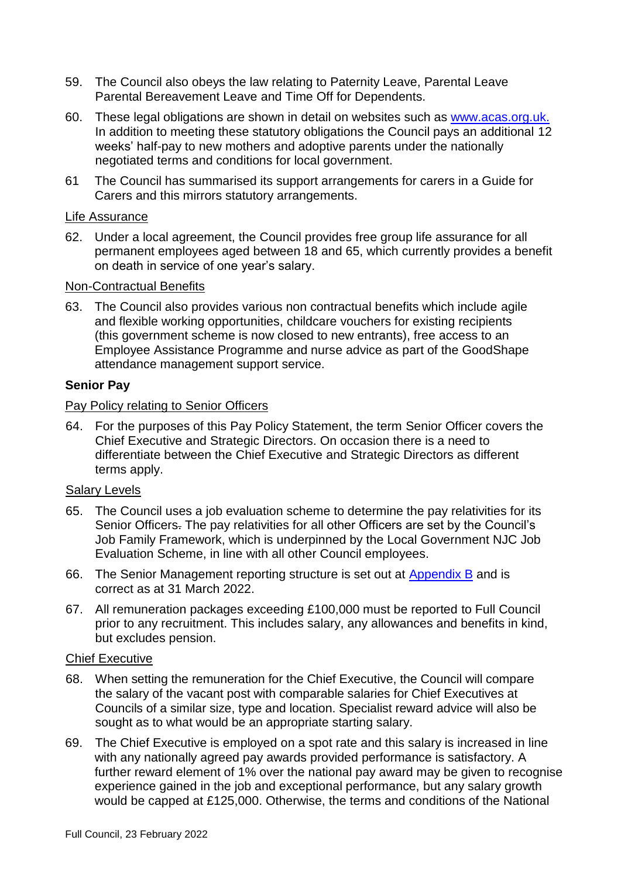59. The Council also obeys the law relating to Paternity Leave, Parental Leave Parental Bereavement Leave and Time Off for Dependents.

60. These legal obligations are shown in detail on websites such as www.acas.org.uk. In addition to meeting these statutory obligations the Council pays an additional 12 weeks' half-pay to new mothers and adoptive parents under the nationally negotiated terms and conditions for local government.

61 The Council has summarised its support arrangements for carers in a Guide for Carers and this mirrors statutory arrangements.

Life Assurance

62. Under a local agreement, the Council provides free group life assurance for all permanent employees aged between 18 and 65, which currently provides a benefit on death in service of one year's salary.

Non-Contractual Benefits

63. The Council also provides various non contractual benefits which include agile and flexible working opportunities, childcare vouchers for existing recipients (this government scheme is now closed to new entrants), free access to an Employee Assistance Programme and nurse advice as part of the GoodShape attendance management support service.

**Senior Pay**

Pay Policy relating to Senior Officers

64. For the purposes of this Pay Policy Statement, the term Senior Officer covers the Chief Executive and Strategic Directors. On occasion there is a need to differentiate between the Chief Executive and Strategic Directors as different terms apply.

Salary Levels

65. The Council uses a job evaluation scheme to determine the pay relativities for its Senior Officers. The pay relativities for all other Officers are set by the Council's Job Family Framework, which is underpinned by the Local Government NJC Job Evaluation Scheme, in line with all other Council employees.

66. The Senior Management reporting structure is set out at Appendix B and is correct as at 31 March 2022.

67. All remuneration packages exceeding £100,000 must be reported to Full Council prior to any recruitment. This includes salary, any allowances and benefits in kind, but excludes pension.

Chief Executive

68. When setting the remuneration for the Chief Executive, the Council will compare the salary of the vacant post with comparable salaries for Chief Executives at Councils of a similar size, type and location. Specialist reward advice will also be sought as to what would be an appropriate starting salary.

69. The Chief Executive is employed on a spot rate and this salary is increased in line with any nationally agreed pay awards provided performance is satisfactory. A further reward element of 1% over the national pay award may be given to recognise experience gained in the job and exceptional performance, but any salary growth would be capped at £125,000. Otherwise, the terms and conditions of the National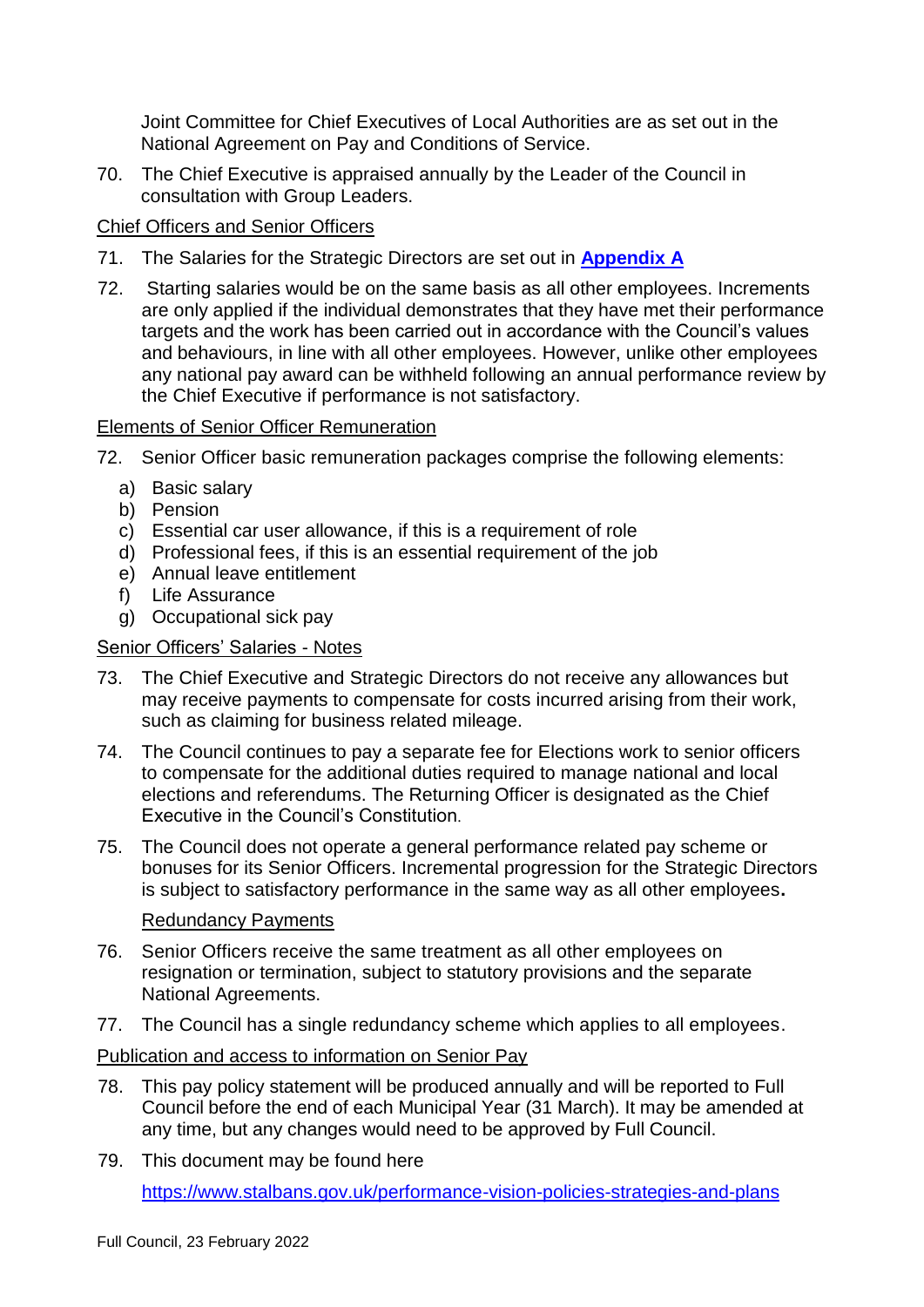Joint Committee for Chief Executives of Local Authorities are as set out in the National Agreement on Pay and Conditions of Service.

70. The Chief Executive is appraised annually by the Leader of the Council in consultation with Group Leaders.

Chief Officers and Senior Officers

71. The Salaries for the Strategic Directors are set out in **Appendix A**

72. Starting salaries would be on the same basis as all other employees. Increments are only applied if the individual demonstrates that they have met their performance targets and the work has been carried out in accordance with the Council's values and behaviours, in line with all other employees. However, unlike other employees any national pay award can be withheld following an annual performance review by the Chief Executive if performance is not satisfactory.

Elements of Senior Officer Remuneration

72. Senior Officer basic remuneration packages comprise the following elements:
    a) Basic salary
    b) Pension
    c) Essential car user allowance, if this is a requirement of role
    d) Professional fees, if this is an essential requirement of the job
    e) Annual leave entitlement
    f) Life Assurance
    g) Occupational sick pay

Senior Officers' Salaries - Notes

73. The Chief Executive and Strategic Directors do not receive any allowances but may receive payments to compensate for costs incurred arising from their work, such as claiming for business related mileage.

74. The Council continues to pay a separate fee for Elections work to senior officers to compensate for the additional duties required to manage national and local elections and referendums. The Returning Officer is designated as the Chief Executive in the Council's Constitution.

75. The Council does not operate a general performance related pay scheme or bonuses for its Senior Officers. Incremental progression for the Strategic Directors is subject to satisfactory performance in the same way as all other employees.

Redundancy Payments

76. Senior Officers receive the same treatment as all other employees on resignation or termination, subject to statutory provisions and the separate National Agreements.

77. The Council has a single redundancy scheme which applies to all employees.

Publication and access to information on Senior Pay

78. This pay policy statement will be produced annually and will be reported to Full Council before the end of each Municipal Year (31 March). It may be amended at any time, but any changes would need to be approved by Full Council.

79. This document may be found here

    https://www.stalbans.gov.uk/performance-vision-policies-strategies-and-plans

Full Council, 23 February 2022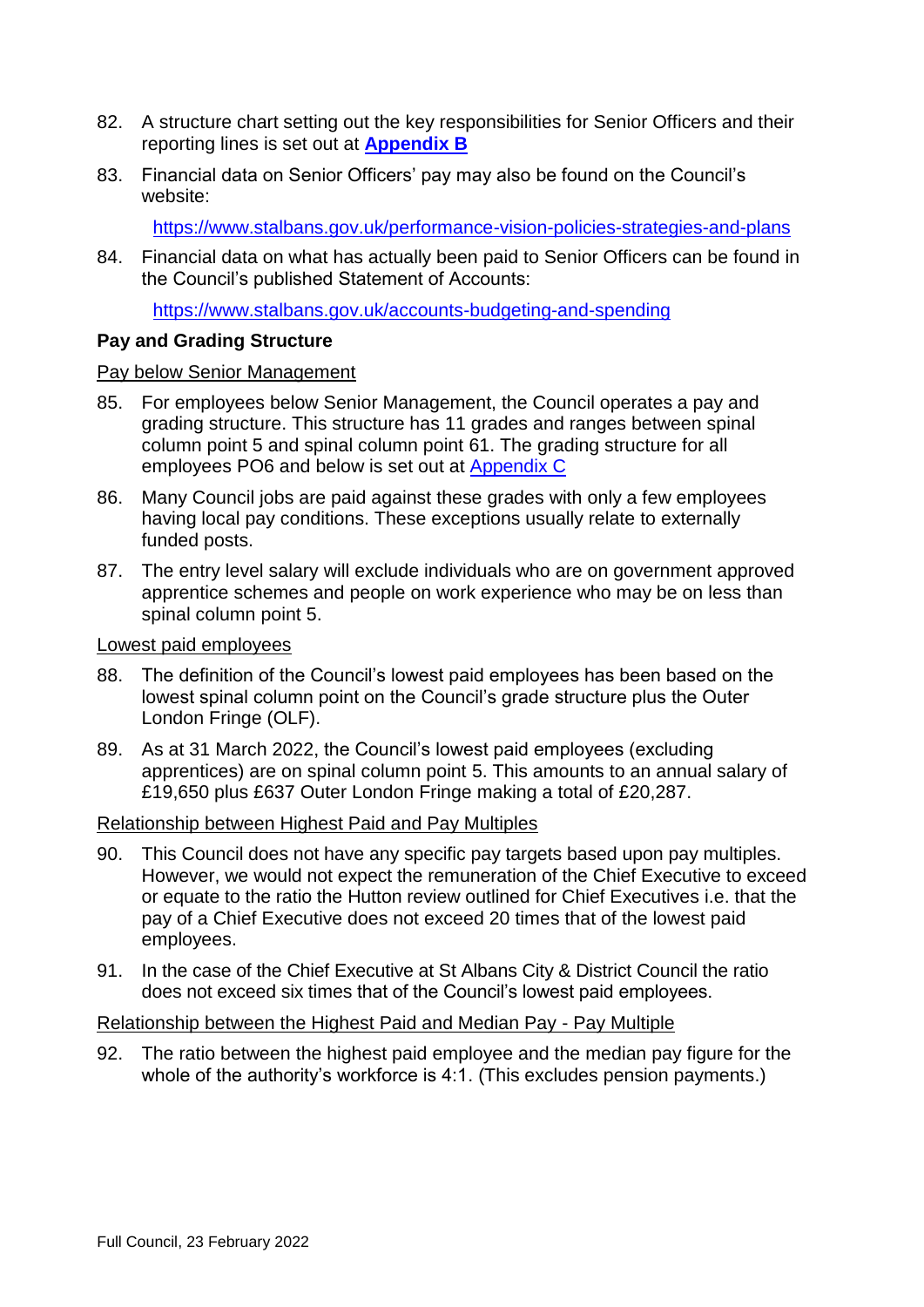82. A structure chart setting out the key responsibilities for Senior Officers and their reporting lines is set out at **Appendix B**

83. Financial data on Senior Officers' pay may also be found on the Council's website:

    https://www.stalbans.gov.uk/performance-vision-policies-strategies-and-plans

84. Financial data on what has actually been paid to Senior Officers can be found in the Council's published Statement of Accounts:

    https://www.stalbans.gov.uk/accounts-budgeting-and-spending

**Pay and Grading Structure**

Pay below Senior Management

85. For employees below Senior Management, the Council operates a pay and grading structure. This structure has 11 grades and ranges between spinal column point 5 and spinal column point 61. The grading structure for all employees PO6 and below is set out at Appendix C

86. Many Council jobs are paid against these grades with only a few employees having local pay conditions. These exceptions usually relate to externally funded posts.

87. The entry level salary will exclude individuals who are on government approved apprentice schemes and people on work experience who may be on less than spinal column point 5.

Lowest paid employees

88. The definition of the Council's lowest paid employees has been based on the lowest spinal column point on the Council's grade structure plus the Outer London Fringe (OLF).

89. As at 31 March 2022, the Council's lowest paid employees (excluding apprentices) are on spinal column point 5. This amounts to an annual salary of £19,650 plus £637 Outer London Fringe making a total of £20,287.

Relationship between Highest Paid and Pay Multiples

90. This Council does not have any specific pay targets based upon pay multiples. However, we would not expect the remuneration of the Chief Executive to exceed or equate to the ratio the Hutton review outlined for Chief Executives i.e. that the pay of a Chief Executive does not exceed 20 times that of the lowest paid employees.

91. In the case of the Chief Executive at St Albans City & District Council the ratio does not exceed six times that of the Council's lowest paid employees.

Relationship between the Highest Paid and Median Pay - Pay Multiple

92. The ratio between the highest paid employee and the median pay figure for the whole of the authority's workforce is 4:1. (This excludes pension payments.)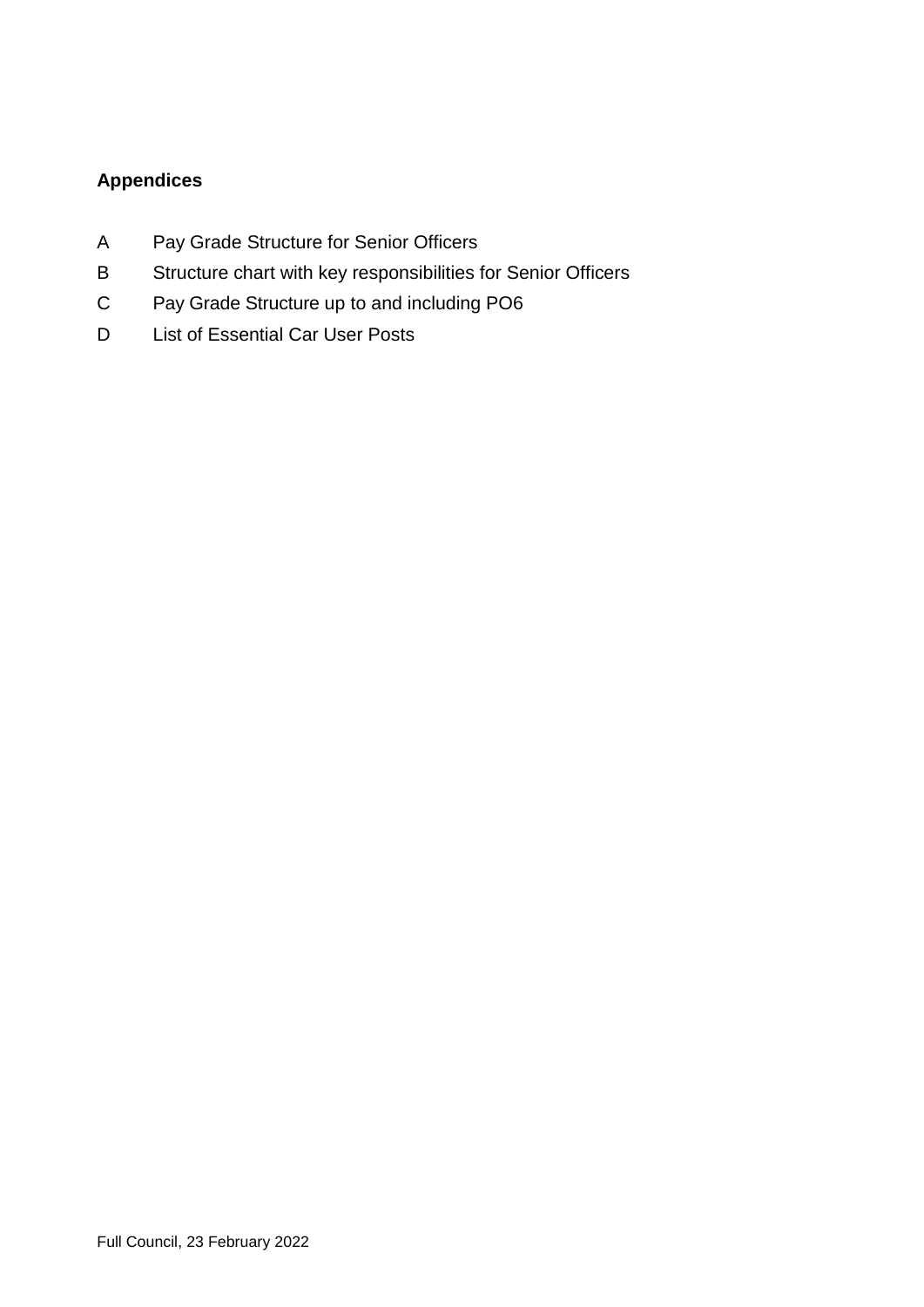**Appendices**

A Pay Grade Structure for Senior Officers

B Structure chart with key responsibilities for Senior Officers

C Pay Grade Structure up to and including PO6

D List of Essential Car User Posts